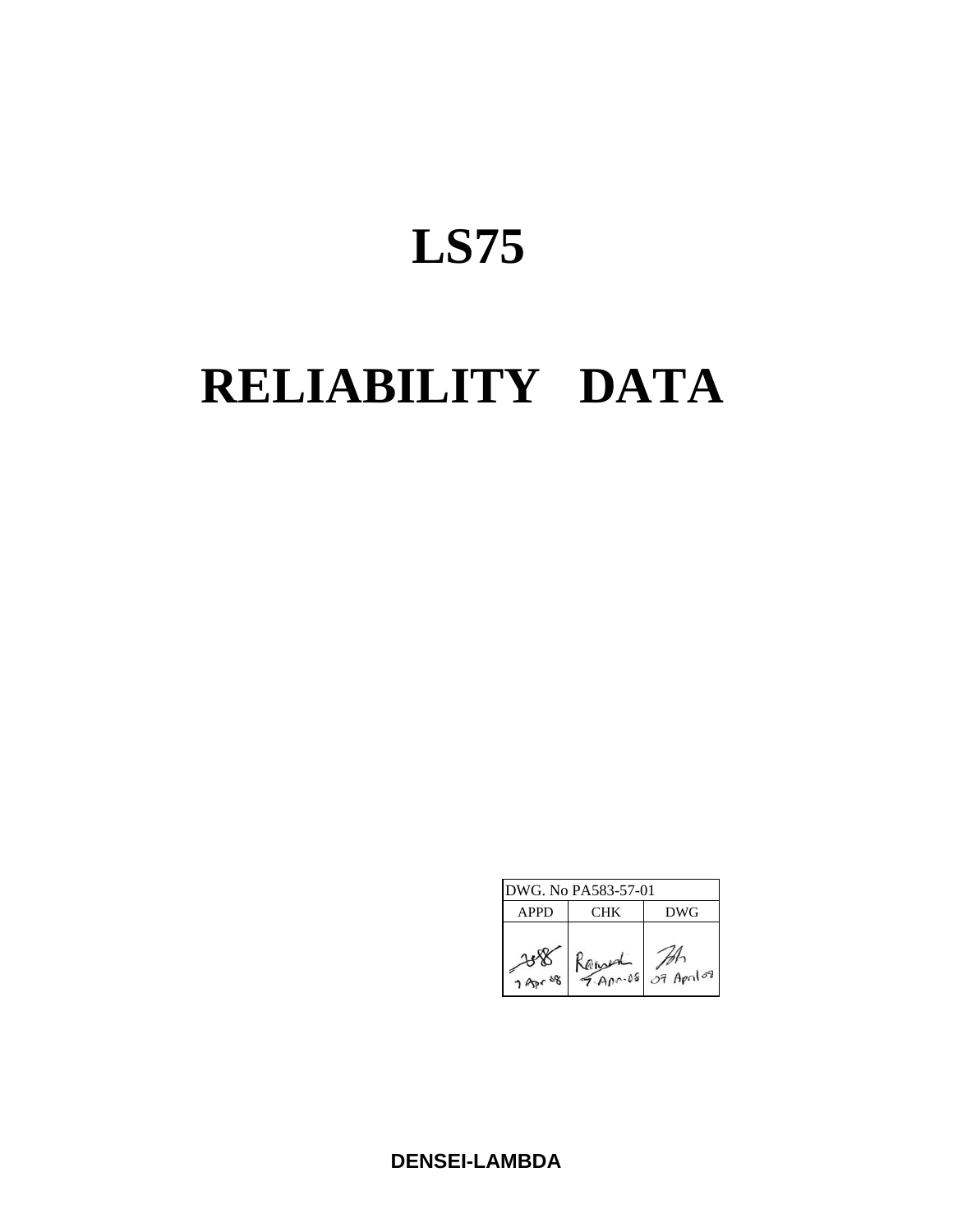# LS75

# RELIABILITY DATA

| DWG. No PA583-57-01 | | |
|---|---|---|
| APPD | CHK | DWG |
| 7 Apr 08 | 7 Apr 08 | 07 April 08 |

**DENSEI-LAMBDA**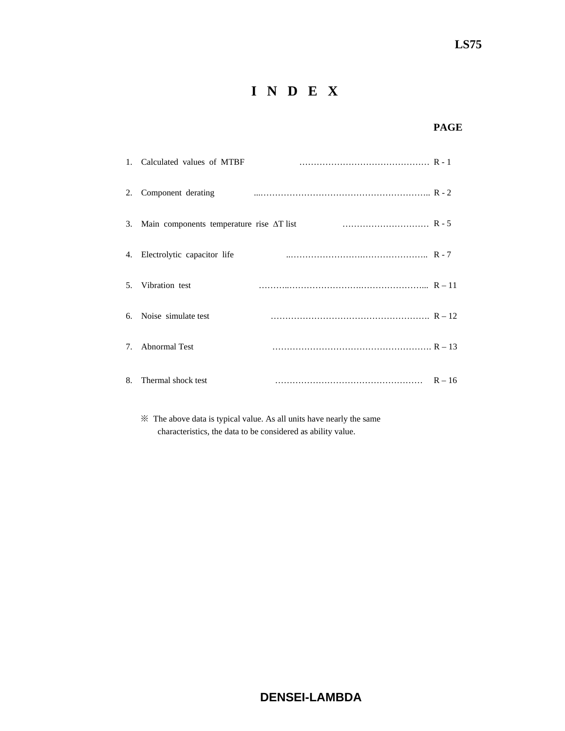# I N D E X

| | | PAGE |
|---|---|---|
| 1. | Calculated values of MTBF | R - 1 |
| 2. | Component derating | R - 2 |
| 3. | Main components temperature rise ΔT list | R - 5 |
| 4. | Electrolytic capacitor life | R - 7 |
| 5. | Vibration test | R – 11 |
| 6. | Noise simulate test | R – 12 |
| 7. | Abnormal Test | R – 13 |
| 8. | Thermal shock test | R – 16 |

※ The above data is typical value. As all units have nearly the same characteristics, the data to be considered as ability value.

**DENSEI-LAMBDA**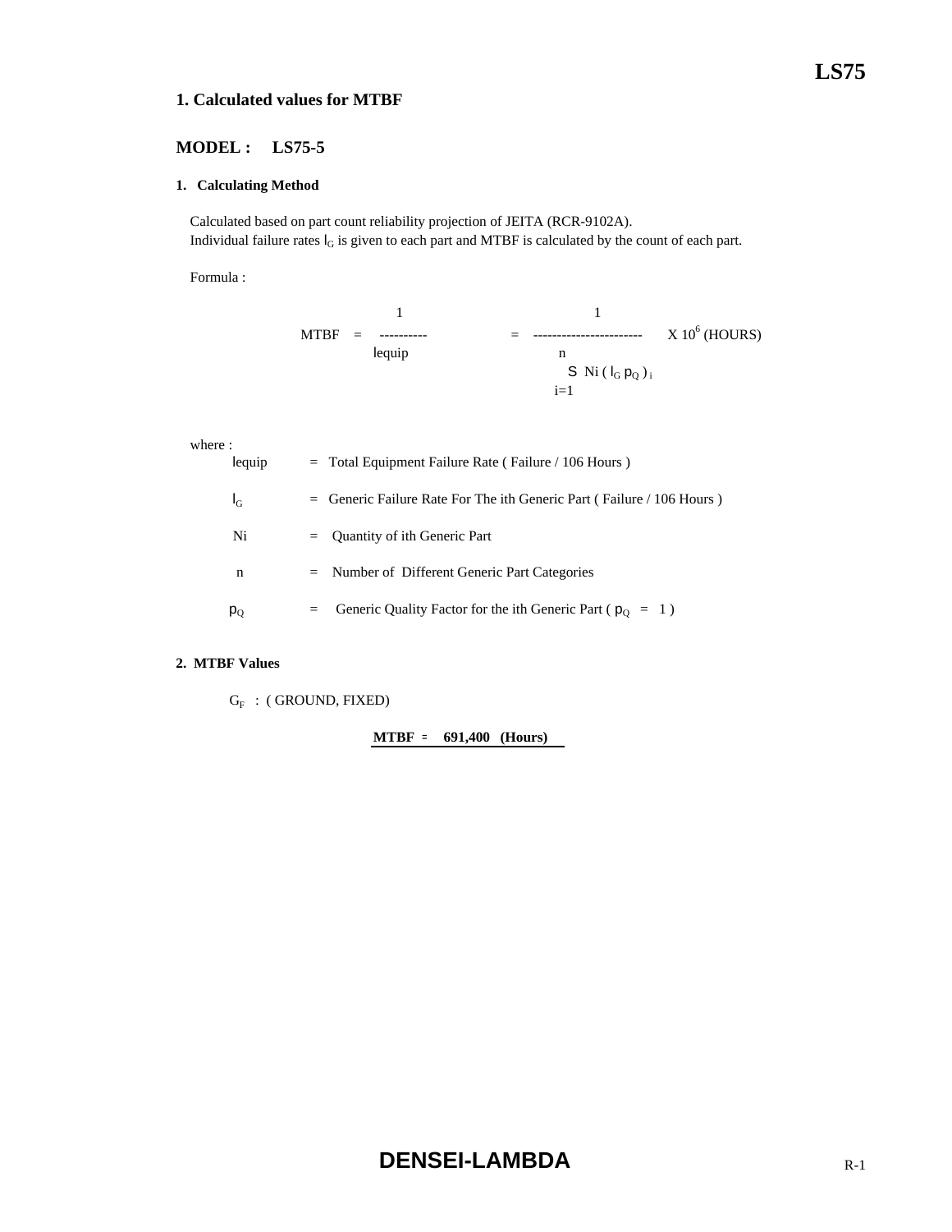## 1. Calculated values for MTBF

## MODEL : LS75-5

### 1. Calculating Method

Calculated based on part count reliability projection of JEITA (RCR-9102A).
Individual failure rates $\lambda_G$ is given to each part and MTBF is calculated by the count of each part.

Formula :

$$\text{MTBF} = \frac{1}{\lambda_{equip}} = \frac{1}{\sum_{i=1}^{n} N_i (\lambda_G \pi_Q)_i} \times 10^6 \text{ (HOURS)}$$

where :

- $\lambda_{equip}$ = Total Equipment Failure Rate ( Failure / $10^6$ Hours )
- $\lambda_G$ = Generic Failure Rate For The ith Generic Part ( Failure / $10^6$ Hours )
- $N_i$ = Quantity of ith Generic Part
- $n$ = Number of Different Generic Part Categories
- $\pi_Q$ = Generic Quality Factor for the ith Generic Part ( $\pi_Q = 1$ )

### 2. MTBF Values

$G_F$ : ( GROUND, FIXED)

**MTBF = 691,400 (Hours)**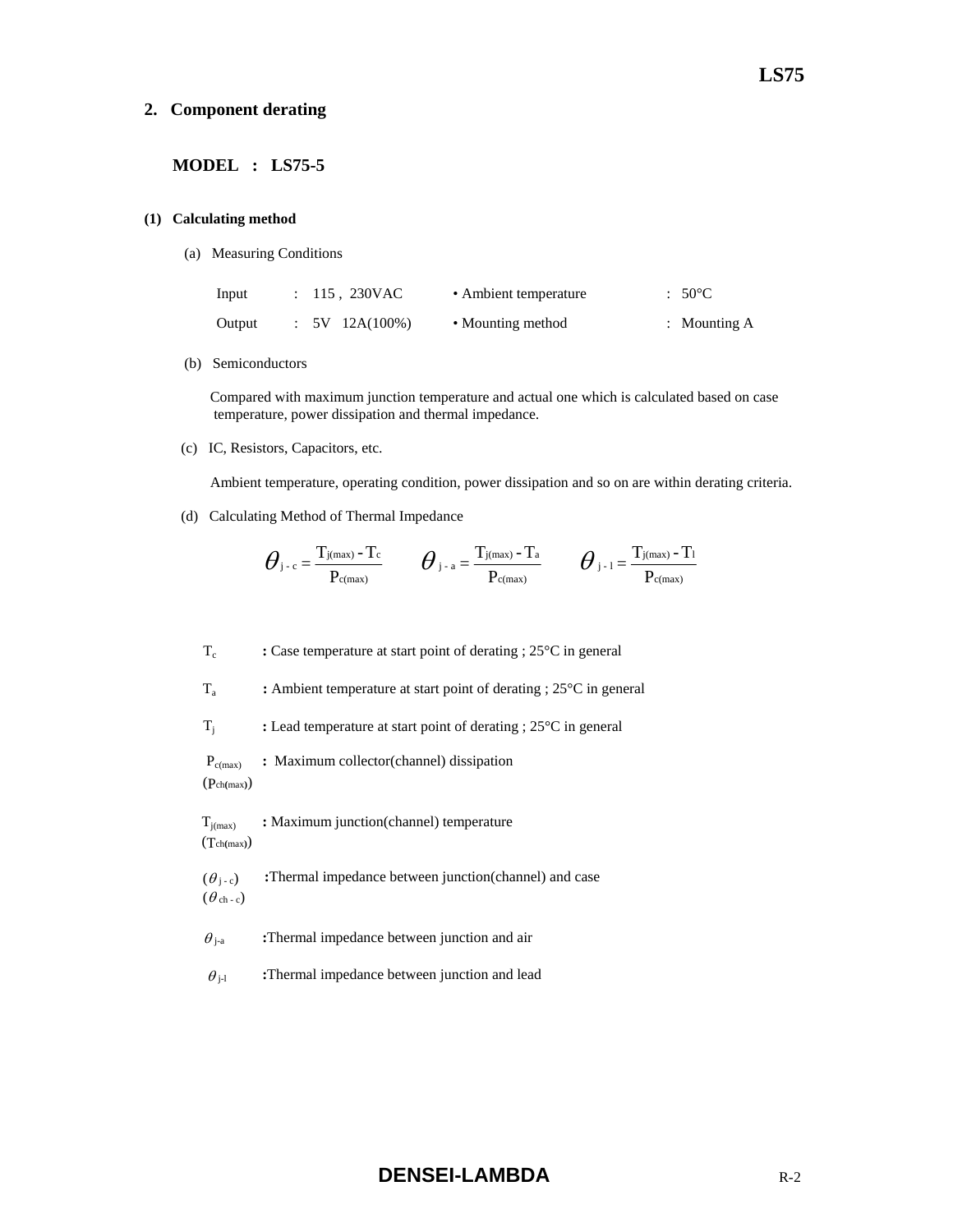## 2. Component derating

**MODEL : LS75-5**

### (1) Calculating method

(a) Measuring Conditions

| | | | |
|---|---|---|---|
| Input | : 115 , 230VAC | • Ambient temperature | : 50°C |
| Output | : 5V 12A(100%) | • Mounting method | : Mounting A |

(b) Semiconductors

Compared with maximum junction temperature and actual one which is calculated based on case temperature, power dissipation and thermal impedance.

(c) IC, Resistors, Capacitors, etc.

Ambient temperature, operating condition, power dissipation and so on are within derating criteria.

(d) Calculating Method of Thermal Impedance

$$\theta_{j-c} = \frac{T_{j(max)} - T_c}{P_{c(max)}} \qquad \theta_{j-a} = \frac{T_{j(max)} - T_a}{P_{c(max)}} \qquad \theta_{j-l} = \frac{T_{j(max)} - T_l}{P_{c(max)}}$$

$T_c$ : Case temperature at start point of derating ; 25°C in general

$T_a$ : Ambient temperature at start point of derating ; 25°C in general

$T_j$ : Lead temperature at start point of derating ; 25°C in general

$P_{c(max)}$ ($P_{ch(max)}$) : Maximum collector(channel) dissipation

$T_{j(max)}$ ($T_{ch(max)}$) : Maximum junction(channel) temperature

($\theta_{j-c}$) ($\theta_{ch-c}$) :Thermal impedance between junction(channel) and case

$\theta_{j-a}$ :Thermal impedance between junction and air

$\theta_{j-l}$ :Thermal impedance between junction and lead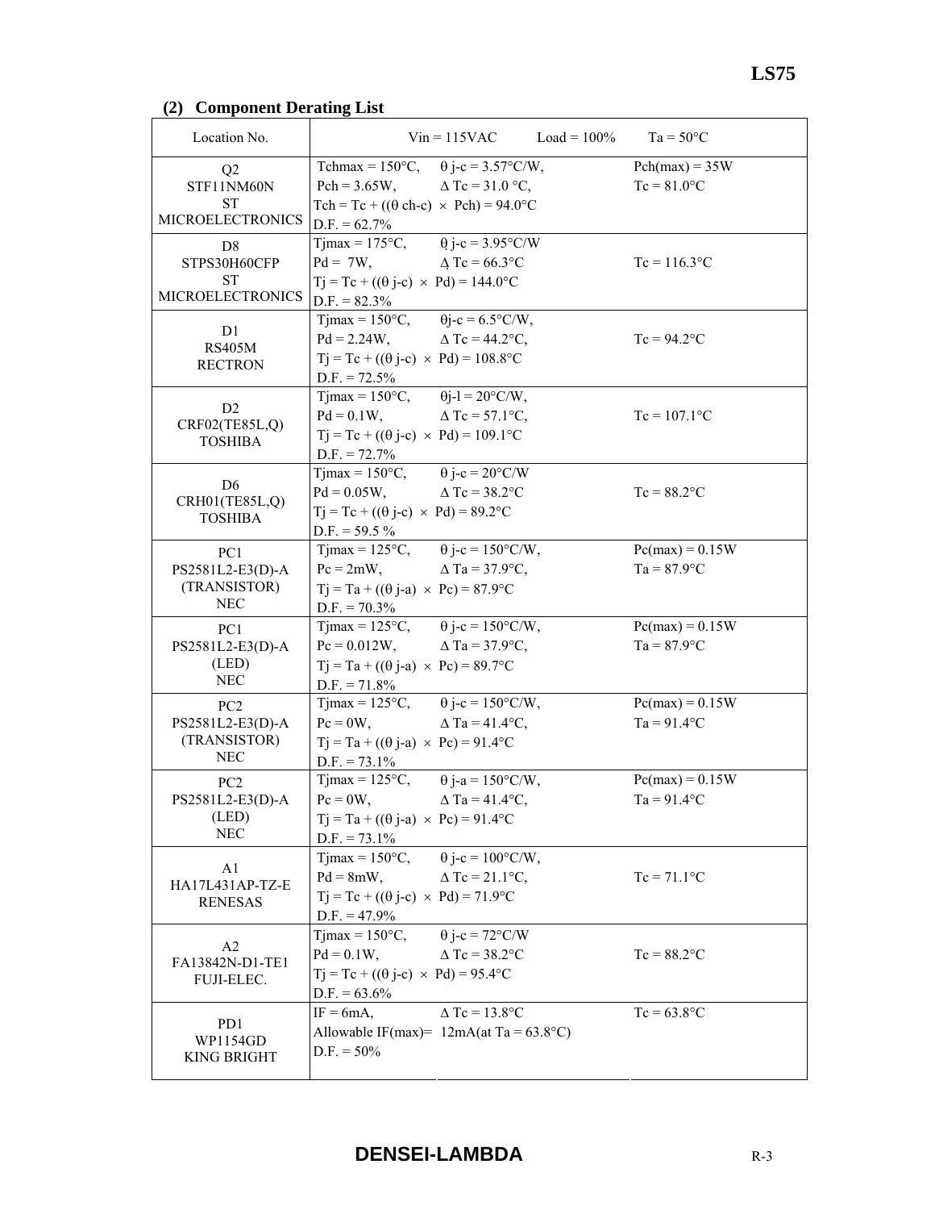## (2) Component Derating List

| Location No. | Vin = 115VAC, Load = 100% | Ta = 50°C |
|---|---|---|
| Q2<br>STF11NM60N<br>ST<br>MICROELECTRONICS | Tchmax = 150°C, $\theta$ j-c = 3.57°C/W,<br>Pch = 3.65W, $\Delta$ Tc = 31.0 °C,<br>Tch = Tc + (($\theta$ ch-c) $\times$ Pch) = 94.0°C<br>D.F. = 62.7% | Pch(max) = 35W<br>Tc = 81.0°C |
| D8<br>STPS30H60CFP<br>ST<br>MICROELECTRONICS | Tjmax = 175°C, $\theta$ j-c = 3.95°C/W<br>Pd = 7W, $\Delta$ Tc = 66.3°C<br>Tj = Tc + (($\theta$ j-c) $\times$ Pd) = 144.0°C<br>D.F. = 82.3% | Tc = 116.3°C |
| D1<br>RS405M<br>RECTRON | Tjmax = 150°C, $\theta$j-c = 6.5°C/W,<br>Pd = 2.24W, $\Delta$ Tc = 44.2°C,<br>Tj = Tc + (($\theta$ j-c) $\times$ Pd) = 108.8°C<br>D.F. = 72.5% | Tc = 94.2°C |
| D2<br>CRF02(TE85L,Q)<br>TOSHIBA | Tjmax = 150°C, $\theta$j-l = 20°C/W,<br>Pd = 0.1W, $\Delta$ Tc = 57.1°C,<br>Tj = Tc + (($\theta$ j-c) $\times$ Pd) = 109.1°C<br>D.F. = 72.7% | Tc = 107.1°C |
| D6<br>CRH01(TE85L,Q)<br>TOSHIBA | Tjmax = 150°C, $\theta$ j-c = 20°C/W<br>Pd = 0.05W, $\Delta$ Tc = 38.2°C<br>Tj = Tc + (($\theta$ j-c) $\times$ Pd) = 89.2°C<br>D.F. = 59.5 % | Tc = 88.2°C |
| PC1<br>PS2581L2-E3(D)-A<br>(TRANSISTOR)<br>NEC | Tjmax = 125°C, $\theta$ j-c = 150°C/W,<br>Pc = 2mW, $\Delta$ Ta = 37.9°C,<br>Tj = Ta + (($\theta$ j-a) $\times$ Pc) = 87.9°C<br>D.F. = 70.3% | Pc(max) = 0.15W<br>Ta = 87.9°C |
| PC1<br>PS2581L2-E3(D)-A<br>(LED)<br>NEC | Tjmax = 125°C, $\theta$ j-c = 150°C/W,<br>Pc = 0.012W, $\Delta$ Ta = 37.9°C,<br>Tj = Ta + (($\theta$ j-a) $\times$ Pc) = 89.7°C<br>D.F. = 71.8% | Pc(max) = 0.15W<br>Ta = 87.9°C |
| PC2<br>PS2581L2-E3(D)-A<br>(TRANSISTOR)<br>NEC | Tjmax = 125°C, $\theta$ j-c = 150°C/W,<br>Pc = 0W, $\Delta$ Ta = 41.4°C,<br>Tj = Ta + (($\theta$ j-a) $\times$ Pc) = 91.4°C<br>D.F. = 73.1% | Pc(max) = 0.15W<br>Ta = 91.4°C |
| PC2<br>PS2581L2-E3(D)-A<br>(LED)<br>NEC | Tjmax = 125°C, $\theta$ j-a = 150°C/W,<br>Pc = 0W, $\Delta$ Ta = 41.4°C,<br>Tj = Ta + (($\theta$ j-a) $\times$ Pc) = 91.4°C<br>D.F. = 73.1% | Pc(max) = 0.15W<br>Ta = 91.4°C |
| A1<br>HA17L431AP-TZ-E<br>RENESAS | Tjmax = 150°C, $\theta$ j-c = 100°C/W,<br>Pd = 8mW, $\Delta$ Tc = 21.1°C,<br>Tj = Tc + (($\theta$ j-c) $\times$ Pd) = 71.9°C<br>D.F. = 47.9% | Tc = 71.1°C |
| A2<br>FA13842N-D1-TE1<br>FUJI-ELEC. | Tjmax = 150°C, $\theta$ j-c = 72°C/W<br>Pd = 0.1W, $\Delta$ Tc = 38.2°C<br>Tj = Tc + (($\theta$ j-c) $\times$ Pd) = 95.4°C<br>D.F. = 63.6% | Tc = 88.2°C |
| PD1<br>WP1154GD<br>KING BRIGHT | IF = 6mA, $\Delta$ Tc = 13.8°C<br>Allowable IF(max)= 12mA(at Ta = 63.8°C)<br>D.F. = 50% | Tc = 63.8°C |

DENSEI-LAMBDA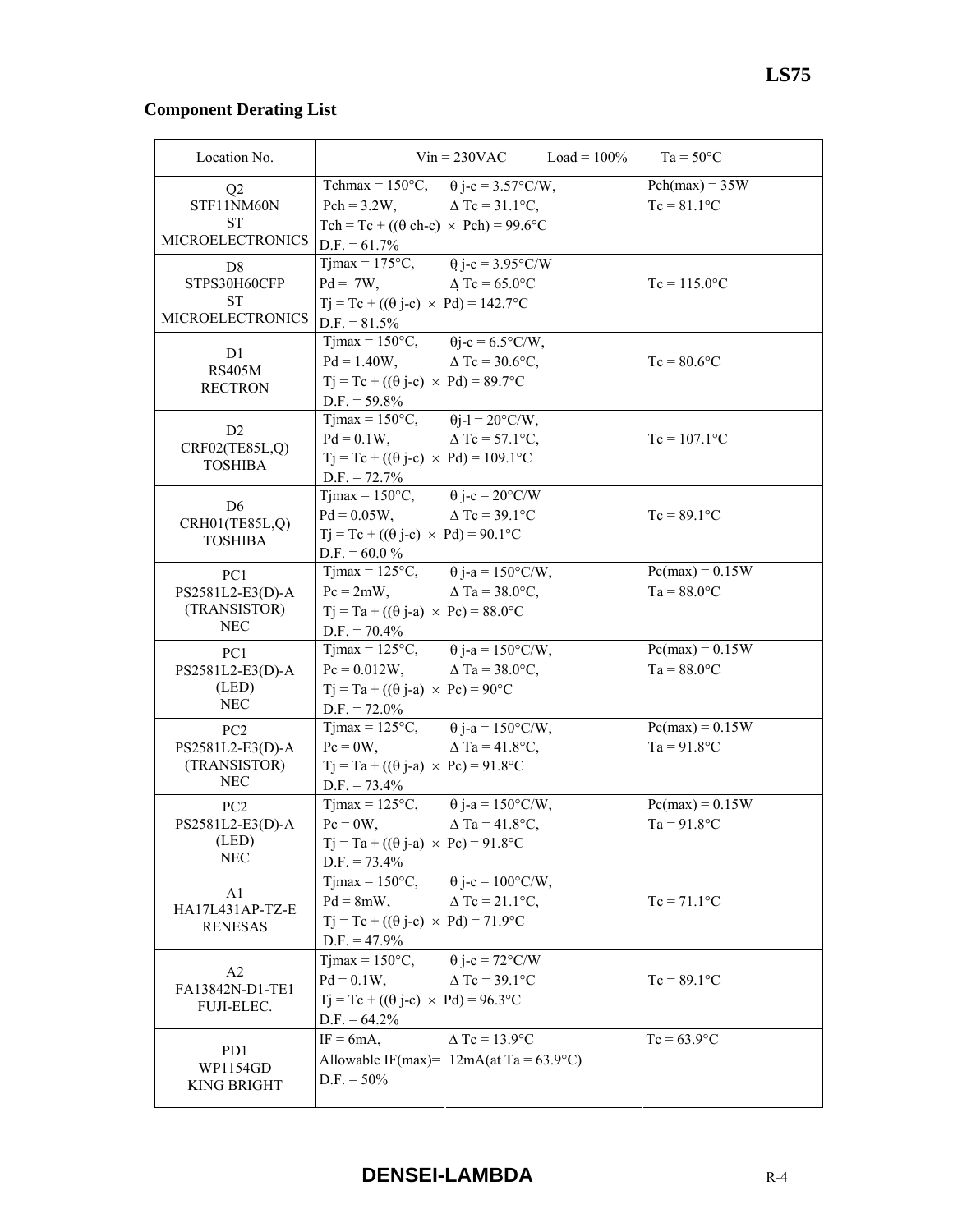## Component Derating List

| Location No. | Vin = 230VAC      Load = 100% | Ta = 50°C |
|---|---|---|
| Q2<br>STF11NM60N<br>ST<br>MICROELECTRONICS | $T_{chmax}$ = 150°C,  $\theta$ j-c = 3.57°C/W,<br>Pch = 3.2W,  $\Delta$ Tc = 31.1°C,<br>Tch = Tc + (($\theta$ ch-c) × Pch) = 99.6°C<br>D.F. = 61.7% | Pch(max) = 35W<br>Tc = 81.1°C |
| D8<br>STPS30H60CFP<br>ST<br>MICROELECTRONICS | Tjmax = 175°C,  $\theta$ j-c = 3.95°C/W<br>Pd = 7W,  $\Delta$ Tc = 65.0°C<br>Tj = Tc + (($\theta$ j-c) × Pd) = 142.7°C<br>D.F. = 81.5% | Tc = 115.0°C |
| D1<br>RS405M<br>RECTRON | Tjmax = 150°C,  $\theta$j-c = 6.5°C/W,<br>Pd = 1.40W,  $\Delta$ Tc = 30.6°C,<br>Tj = Tc + (($\theta$ j-c) × Pd) = 89.7°C<br>D.F. = 59.8% | Tc = 80.6°C |
| D2<br>CRF02(TE85L,Q)<br>TOSHIBA | Tjmax = 150°C,  $\theta$j-l = 20°C/W,<br>Pd = 0.1W,  $\Delta$ Tc = 57.1°C,<br>Tj = Tc + (($\theta$ j-c) × Pd) = 109.1°C<br>D.F. = 72.7% | Tc = 107.1°C |
| D6<br>CRH01(TE85L,Q)<br>TOSHIBA | Tjmax = 150°C,  $\theta$ j-c = 20°C/W<br>Pd = 0.05W,  $\Delta$ Tc = 39.1°C<br>Tj = Tc + (($\theta$ j-c) × Pd) = 90.1°C<br>D.F. = 60.0 % | Tc = 89.1°C |
| PC1<br>PS2581L2-E3(D)-A<br>(TRANSISTOR)<br>NEC | Tjmax = 125°C,  $\theta$ j-a = 150°C/W,<br>Pc = 2mW,  $\Delta$ Ta = 38.0°C,<br>Tj = Ta + (($\theta$ j-a) × Pc) = 88.0°C<br>D.F. = 70.4% | Pc(max) = 0.15W<br>Ta = 88.0°C |
| PC1<br>PS2581L2-E3(D)-A<br>(LED)<br>NEC | Tjmax = 125°C,  $\theta$ j-a = 150°C/W,<br>Pc = 0.012W,  $\Delta$ Ta = 38.0°C,<br>Tj = Ta + (($\theta$ j-a) × Pc) = 90°C<br>D.F. = 72.0% | Pc(max) = 0.15W<br>Ta = 88.0°C |
| PC2<br>PS2581L2-E3(D)-A<br>(TRANSISTOR)<br>NEC | Tjmax = 125°C,  $\theta$ j-a = 150°C/W,<br>Pc = 0W,  $\Delta$ Ta = 41.8°C,<br>Tj = Ta + (($\theta$ j-a) × Pc) = 91.8°C<br>D.F. = 73.4% | Pc(max) = 0.15W<br>Ta = 91.8°C |
| PC2<br>PS2581L2-E3(D)-A<br>(LED)<br>NEC | Tjmax = 125°C,  $\theta$ j-a = 150°C/W,<br>Pc = 0W,  $\Delta$ Ta = 41.8°C,<br>Tj = Ta + (($\theta$ j-a) × Pc) = 91.8°C<br>D.F. = 73.4% | Pc(max) = 0.15W<br>Ta = 91.8°C |
| A1<br>HA17L431AP-TZ-E<br>RENESAS | Tjmax = 150°C,  $\theta$ j-c = 100°C/W,<br>Pd = 8mW,  $\Delta$ Tc = 21.1°C,<br>Tj = Tc + (($\theta$ j-c) × Pd) = 71.9°C<br>D.F. = 47.9% | Tc = 71.1°C |
| A2<br>FA13842N-D1-TE1<br>FUJI-ELEC. | Tjmax = 150°C,  $\theta$ j-c = 72°C/W<br>Pd = 0.1W,  $\Delta$ Tc = 39.1°C<br>Tj = Tc + (($\theta$ j-c) × Pd) = 96.3°C<br>D.F. = 64.2% | Tc = 89.1°C |
| PD1<br>WP1154GD<br>KING BRIGHT | IF = 6mA,  $\Delta$ Tc = 13.9°C<br>Allowable IF(max)= 12mA(at Ta = 63.9°C)<br>D.F. = 50% | Tc = 63.9°C |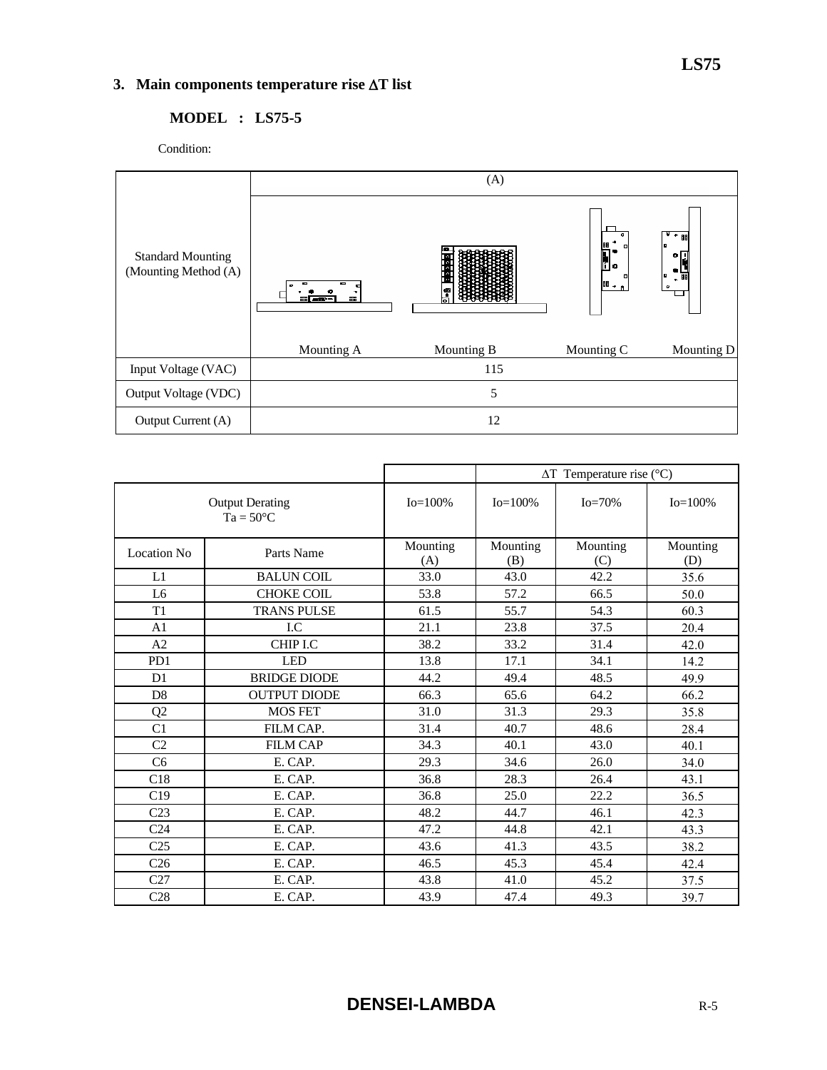## 3. Main components temperature rise ΔT list

### MODEL : LS75-5

Condition:

| | (A) | | | |
|---|---|---|---|---|
| Standard Mounting (Mounting Method (A) | Mounting A | Mounting B | Mounting C | Mounting D |
| Input Voltage (VAC) | 115 | | | |
| Output Voltage (VDC) | 5 | | | |
| Output Current (A) | 12 | | | |

| | | | ΔT Temperature rise (°C) | | |
|---|---|---|---|---|---|
| Output Derating Ta = 50°C | | Io=100% | Io=100% | Io=70% | Io=100% |
| Location No | Parts Name | Mounting (A) | Mounting (B) | Mounting (C) | Mounting (D) |
| L1 | BALUN COIL | 33.0 | 43.0 | 42.2 | 35.6 |
| L6 | CHOKE COIL | 53.8 | 57.2 | 66.5 | 50.0 |
| T1 | TRANS PULSE | 61.5 | 55.7 | 54.3 | 60.3 |
| A1 | I.C | 21.1 | 23.8 | 37.5 | 20.4 |
| A2 | CHIP I.C | 38.2 | 33.2 | 31.4 | 42.0 |
| PD1 | LED | 13.8 | 17.1 | 34.1 | 14.2 |
| D1 | BRIDGE DIODE | 44.2 | 49.4 | 48.5 | 49.9 |
| D8 | OUTPUT DIODE | 66.3 | 65.6 | 64.2 | 66.2 |
| Q2 | MOS FET | 31.0 | 31.3 | 29.3 | 35.8 |
| C1 | FILM CAP. | 31.4 | 40.7 | 48.6 | 28.4 |
| C2 | FILM CAP | 34.3 | 40.1 | 43.0 | 40.1 |
| C6 | E. CAP. | 29.3 | 34.6 | 26.0 | 34.0 |
| C18 | E. CAP. | 36.8 | 28.3 | 26.4 | 43.1 |
| C19 | E. CAP. | 36.8 | 25.0 | 22.2 | 36.5 |
| C23 | E. CAP. | 48.2 | 44.7 | 46.1 | 42.3 |
| C24 | E. CAP. | 47.2 | 44.8 | 42.1 | 43.3 |
| C25 | E. CAP. | 43.6 | 41.3 | 43.5 | 38.2 |
| C26 | E. CAP. | 46.5 | 45.3 | 45.4 | 42.4 |
| C27 | E. CAP. | 43.8 | 41.0 | 45.2 | 37.5 |
| C28 | E. CAP. | 43.9 | 47.4 | 49.3 | 39.7 |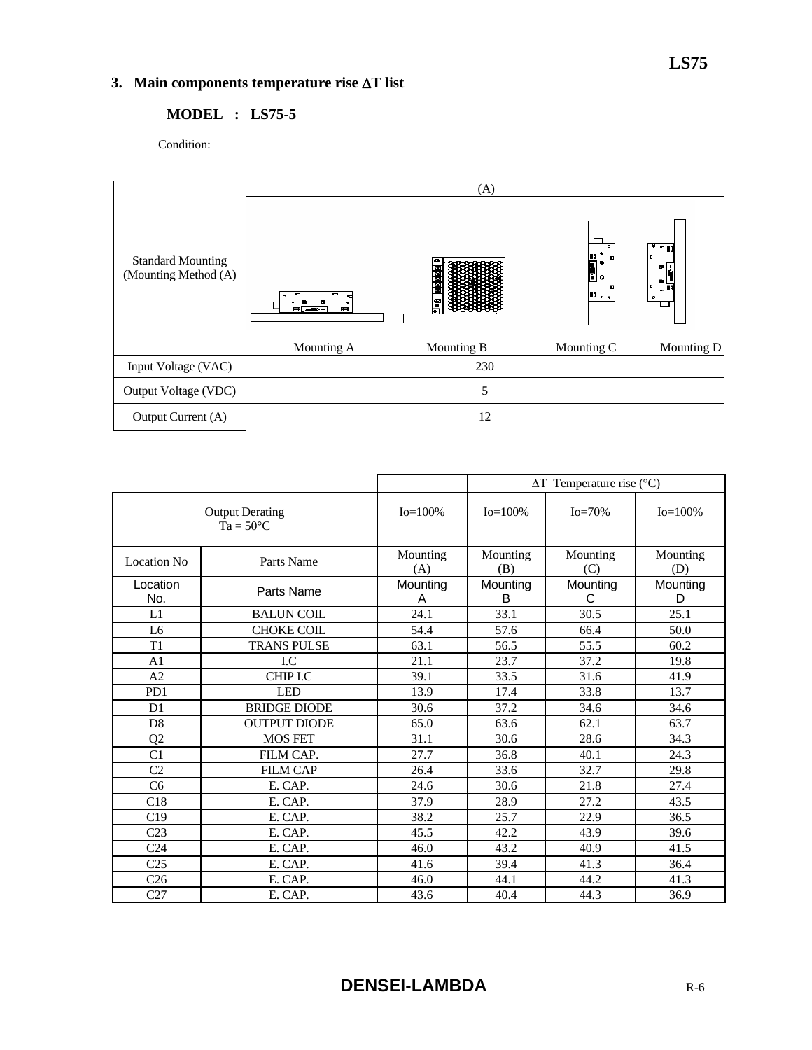## 3. Main components temperature rise ΔT list

### MODEL : LS75-5

Condition:

| Standard Mounting (Mounting Method (A)) | (A) | | | |
|---|---|---|---|---|
| | Mounting A | Mounting B | Mounting C | Mounting D |
| Input Voltage (VAC) | 230 | | | |
| Output Voltage (VDC) | 5 | | | |
| Output Current (A) | 12 | | | |

| | | | ΔT Temperature rise (°C) | | |
|---|---|---|---|---|---|
| Output Derating Ta = 50°C | | Io=100% | Io=100% | Io=70% | Io=100% |
| Location No | Parts Name | Mounting (A) | Mounting (B) | Mounting (C) | Mounting (D) |
| Location No. | Parts Name | Mounting A | Mounting B | Mounting C | Mounting D |
| L1 | BALUN COIL | 24.1 | 33.1 | 30.5 | 25.1 |
| L6 | CHOKE COIL | 54.4 | 57.6 | 66.4 | 50.0 |
| T1 | TRANS PULSE | 63.1 | 56.5 | 55.5 | 60.2 |
| A1 | I.C | 21.1 | 23.7 | 37.2 | 19.8 |
| A2 | CHIP I.C | 39.1 | 33.5 | 31.6 | 41.9 |
| PD1 | LED | 13.9 | 17.4 | 33.8 | 13.7 |
| D1 | BRIDGE DIODE | 30.6 | 37.2 | 34.6 | 34.6 |
| D8 | OUTPUT DIODE | 65.0 | 63.6 | 62.1 | 63.7 |
| Q2 | MOS FET | 31.1 | 30.6 | 28.6 | 34.3 |
| C1 | FILM CAP. | 27.7 | 36.8 | 40.1 | 24.3 |
| C2 | FILM CAP | 26.4 | 33.6 | 32.7 | 29.8 |
| C6 | E. CAP. | 24.6 | 30.6 | 21.8 | 27.4 |
| C18 | E. CAP. | 37.9 | 28.9 | 27.2 | 43.5 |
| C19 | E. CAP. | 38.2 | 25.7 | 22.9 | 36.5 |
| C23 | E. CAP. | 45.5 | 42.2 | 43.9 | 39.6 |
| C24 | E. CAP. | 46.0 | 43.2 | 40.9 | 41.5 |
| C25 | E. CAP. | 41.6 | 39.4 | 41.3 | 36.4 |
| C26 | E. CAP. | 46.0 | 44.1 | 44.2 | 41.3 |
| C27 | E. CAP. | 43.6 | 40.4 | 44.3 | 36.9 |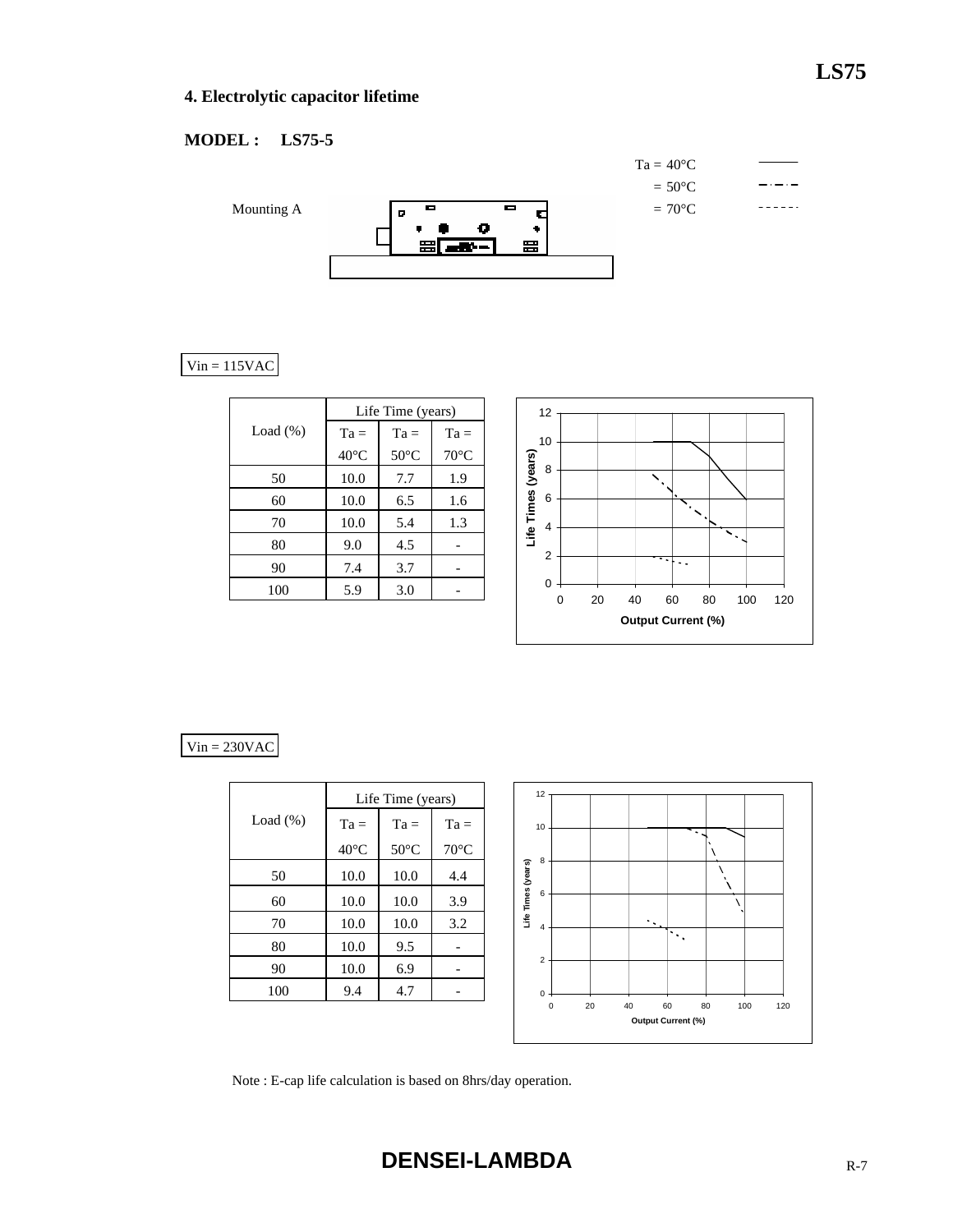## 4. Electrolytic capacitor lifetime

**MODEL : LS75-5**

Mounting A

Ta = 40°C
= 50°C
= 70°C

Vin = 115VAC

| Load (%) | Life Time (years) | | |
|---|---|---|---|
| | Ta = 40°C | Ta = 50°C | Ta = 70°C |
| 50 | 10.0 | 7.7 | 1.9 |
| 60 | 10.0 | 6.5 | 1.6 |
| 70 | 10.0 | 5.4 | 1.3 |
| 80 | 9.0 | 4.5 | - |
| 90 | 7.4 | 3.7 | - |
| 100 | 5.9 | 3.0 | - |

Vin = 230VAC

| Load (%) | Life Time (years) | | |
|---|---|---|---|
| | Ta = 40°C | Ta = 50°C | Ta = 70°C |
| 50 | 10.0 | 10.0 | 4.4 |
| 60 | 10.0 | 10.0 | 3.9 |
| 70 | 10.0 | 10.0 | 3.2 |
| 80 | 10.0 | 9.5 | - |
| 90 | 10.0 | 6.9 | - |
| 100 | 9.4 | 4.7 | - |

Note : E-cap life calculation is based on 8hrs/day operation.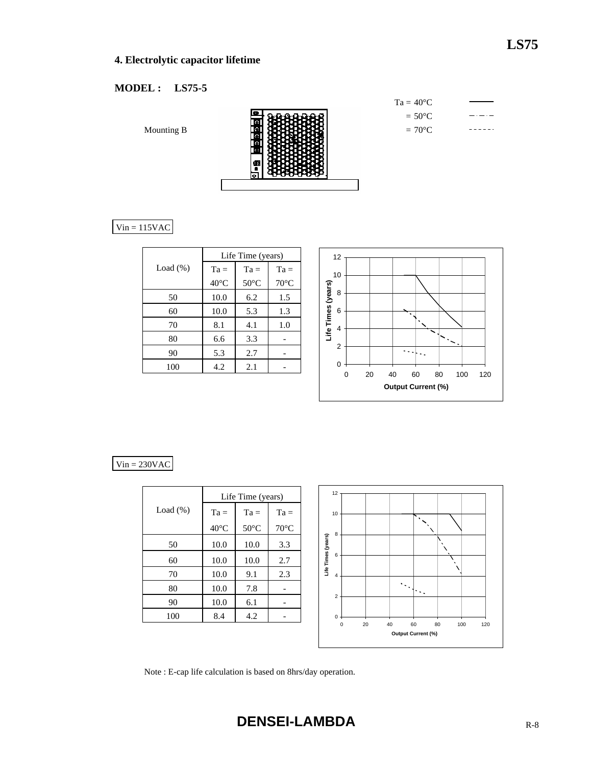## 4. Electrolytic capacitor lifetime

**MODEL : LS75-5**

Mounting B

Ta = 40°C ———
 = 50°C — · — · —
 = 70°C - - - - - -

Vin = 115VAC

| Load (%) | Life Time (years) | | |
|---|---|---|---|
| | Ta = 40°C | Ta = 50°C | Ta = 70°C |
| 50 | 10.0 | 6.2 | 1.5 |
| 60 | 10.0 | 5.3 | 1.3 |
| 70 | 8.1 | 4.1 | 1.0 |
| 80 | 6.6 | 3.3 | - |
| 90 | 5.3 | 2.7 | - |
| 100 | 4.2 | 2.1 | - |

Vin = 230VAC

| Load (%) | Life Time (years) | | |
|---|---|---|---|
| | Ta = 40°C | Ta = 50°C | Ta = 70°C |
| 50 | 10.0 | 10.0 | 3.3 |
| 60 | 10.0 | 10.0 | 2.7 |
| 70 | 10.0 | 9.1 | 2.3 |
| 80 | 10.0 | 7.8 | - |
| 90 | 10.0 | 6.1 | - |
| 100 | 8.4 | 4.2 | - |

Note : E-cap life calculation is based on 8hrs/day operation.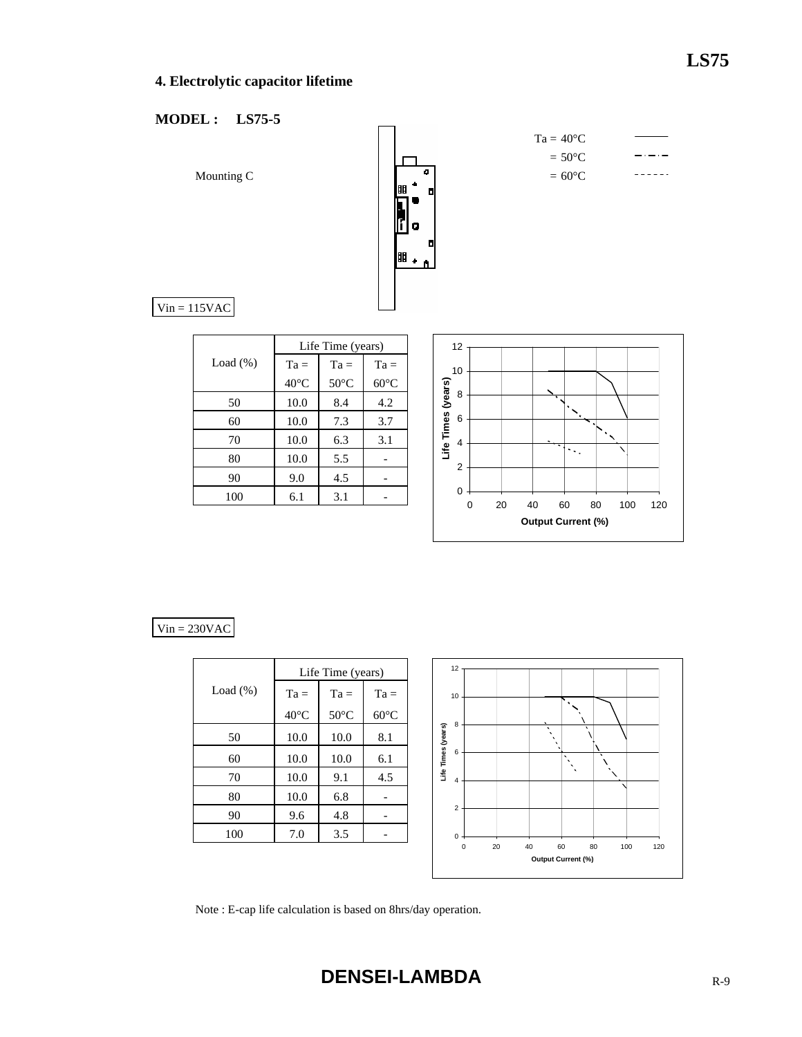## 4. Electrolytic capacitor lifetime

**MODEL : LS75-5**

Mounting C

Ta = 40°C (solid line)
= 50°C (dash-dot line)
= 60°C (dashed line)

Vin = 115VAC

| Load (%) | Life Time (years) | | |
|---|---|---|---|
| | Ta = 40°C | Ta = 50°C | Ta = 60°C |
| 50 | 10.0 | 8.4 | 4.2 |
| 60 | 10.0 | 7.3 | 3.7 |
| 70 | 10.0 | 6.3 | 3.1 |
| 80 | 10.0 | 5.5 | - |
| 90 | 9.0 | 4.5 | - |
| 100 | 6.1 | 3.1 | - |

Vin = 230VAC

| Load (%) | Life Time (years) | | |
|---|---|---|---|
| | Ta = 40°C | Ta = 50°C | Ta = 60°C |
| 50 | 10.0 | 10.0 | 8.1 |
| 60 | 10.0 | 10.0 | 6.1 |
| 70 | 10.0 | 9.1 | 4.5 |
| 80 | 10.0 | 6.8 | - |
| 90 | 9.6 | 4.8 | - |
| 100 | 7.0 | 3.5 | - |

Note : E-cap life calculation is based on 8hrs/day operation.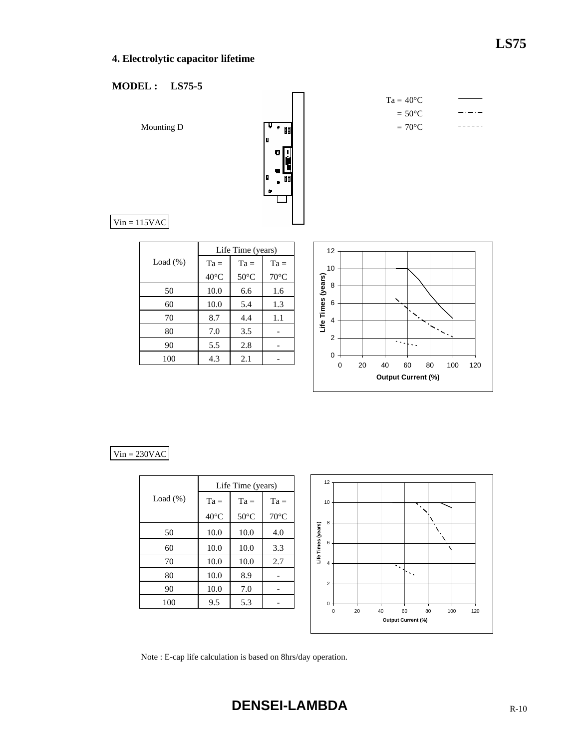## 4. Electrolytic capacitor lifetime

**MODEL : LS75-5**

Mounting D

Ta = 40°C (solid line)
= 50°C (dash-dot line)
= 70°C (dashed line)

Vin = 115VAC

| Load (%) | Life Time (years) | | |
|---|---|---|---|
| | Ta = 40°C | Ta = 50°C | Ta = 70°C |
| 50 | 10.0 | 6.6 | 1.6 |
| 60 | 10.0 | 5.4 | 1.3 |
| 70 | 8.7 | 4.4 | 1.1 |
| 80 | 7.0 | 3.5 | - |
| 90 | 5.5 | 2.8 | - |
| 100 | 4.3 | 2.1 | - |

Vin = 230VAC

| Load (%) | Life Time (years) | | |
|---|---|---|---|
| | Ta = 40°C | Ta = 50°C | Ta = 70°C |
| 50 | 10.0 | 10.0 | 4.0 |
| 60 | 10.0 | 10.0 | 3.3 |
| 70 | 10.0 | 10.0 | 2.7 |
| 80 | 10.0 | 8.9 | - |
| 90 | 10.0 | 7.0 | - |
| 100 | 9.5 | 5.3 | - |

Note : E-cap life calculation is based on 8hrs/day operation.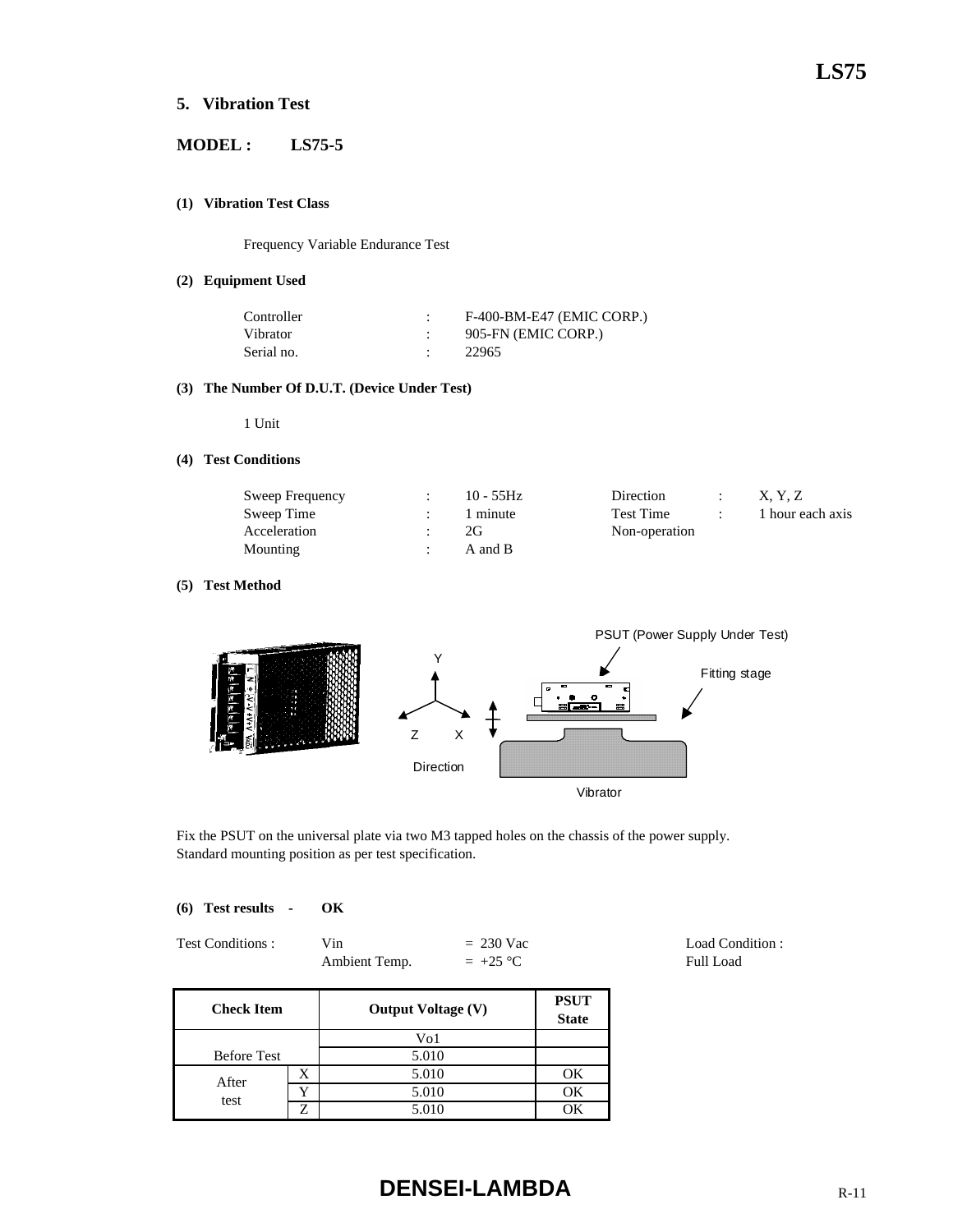## 5. Vibration Test

**MODEL : LS75-5**

**(1) Vibration Test Class**

Frequency Variable Endurance Test

**(2) Equipment Used**

| | | |
|---|---|---|
| Controller | : | F-400-BM-E47 (EMIC CORP.) |
| Vibrator | : | 905-FN (EMIC CORP.) |
| Serial no. | : | 22965 |

**(3) The Number Of D.U.T. (Device Under Test)**

1 Unit

**(4) Test Conditions**

| | | | | | |
|---|---|---|---|---|---|
| Sweep Frequency | : | 10 - 55Hz | Direction | : | X, Y, Z |
| Sweep Time | : | 1 minute | Test Time | : | 1 hour each axis |
| Acceleration | : | 2G | Non-operation | | |
| Mounting | : | A and B | | | |

**(5) Test Method**

PSUT (Power Supply Under Test)

Fitting stage

Y

Z X

Direction

Vibrator

Fix the PSUT on the universal plate via two M3 tapped holes on the chassis of the power supply.
Standard mounting position as per test specification.

**(6) Test results - OK**

| | | | |
|---|---|---|---|
| Test Conditions : | Vin | = 230 Vac | Load Condition : |
| | Ambient Temp. | = +25 °C | Full Load |

| Check Item | | Output Voltage (V) | PSUT State |
|---|---|---|---|
| | | Vo1 | |
| Before Test | | 5.010 | |
| After test | X | 5.010 | OK |
| | Y | 5.010 | OK |
| | Z | 5.010 | OK |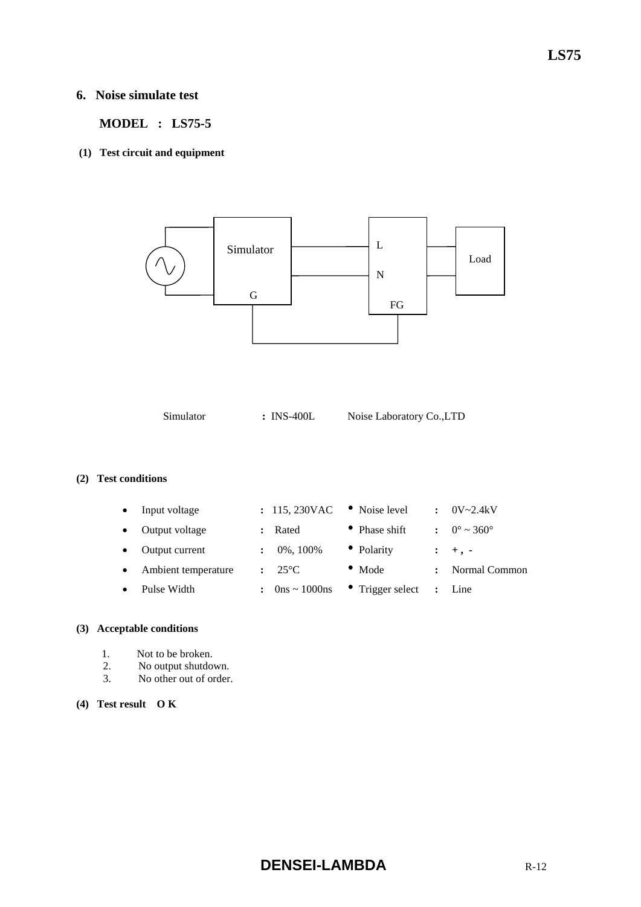## 6. Noise simulate test

**MODEL : LS75-5**

**(1) Test circuit and equipment**

Simulator

G

L

N

FG

Load

Simulator : INS-400L Noise Laboratory Co.,LTD

**(2) Test conditions**

| | | | | |
|---|---|---|---|---|
| • Input voltage | : 115, 230VAC | • Noise level | : | 0V~2.4kV |
| • Output voltage | : Rated | • Phase shift | : | 0° ~ 360° |
| • Output current | : 0%, 100% | • Polarity | : | + , - |
| • Ambient temperature | : 25°C | • Mode | : | Normal Common |
| • Pulse Width | : 0ns ~ 1000ns | • Trigger select | : | Line |

**(3) Acceptable conditions**

1. Not to be broken.
2. No output shutdown.
3. No other out of order.

**(4) Test result O K**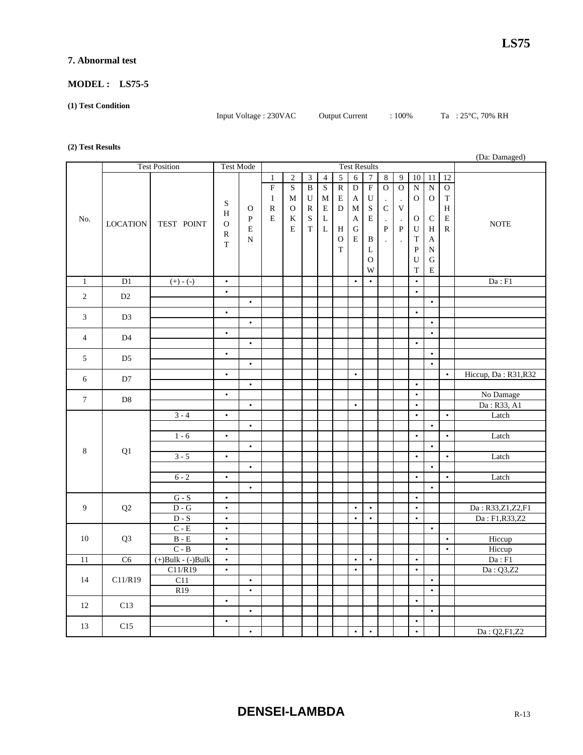## 7. Abnormal test

**MODEL : LS75-5**

**(1) Test Condition**

Input Voltage : 230VAC Output Current : 100% Ta : 25°C, 70% RH

**(2) Test Results**

(Da: Damaged)

| No. | Test Position | | Test Mode | | Test Results | | | | | | | | | | | | NOTE |
|---|---|---|---|---|---|---|---|---|---|---|---|---|---|---|---|---|---|
| | LOCATION | TEST POINT | SHORT | OPEN | 1 FIRE | 2 SMOKE | 3 BURST | 4 SMELL | 5 RED HOT | 6 DAMAGE | 7 FUSE BLOW | 8 O.C.P. | 9 O.V.P. | 10 NO OUTPUT | 11 NO CHANGE | 12 OTHER | |
| 1 | D1 | (+) - (-) | • | | | | | | | • | • | | | • | | | Da : F1 |
| 2 | D2 | | • | | | | | | | | | | | • | | | |
| | | | | • | | | | | | | | | | | • | | |
| 3 | D3 | | • | | | | | | | | | | | • | | | |
| | | | | • | | | | | | | | | | | • | | |
| 4 | D4 | | • | | | | | | | | | | | | • | | |
| | | | | • | | | | | | | | | | • | | | |
| 5 | D5 | | • | | | | | | | | | | | | • | | |
| | | | | • | | | | | | | | | | | • | | |
| 6 | D7 | | • | | | | | | | • | | | | | | • | Hiccup, Da : R31,R32 |
| | | | | • | | | | | | | | | | • | | | |
| 7 | D8 | | • | | | | | | | | | | | • | | | No Damage |
| | | | | • | | | | | | • | | | | • | | | Da : R33, A1 |
| 8 | Q1 | 3 - 4 | • | | | | | | | | | | | • | | • | Latch |
| | | | | • | | | | | | | | | | | • | | |
| | | 1 - 6 | • | | | | | | | | | | | • | | • | Latch |
| | | | | • | | | | | | | | | | | • | | |
| | | 3 - 5 | • | | | | | | | | | | | • | | • | Latch |
| | | | | • | | | | | | | | | | | • | | |
| | | 6 - 2 | • | | | | | | | | | | | • | | • | Latch |
| | | | | • | | | | | | | | | | | • | | |
| 9 | Q2 | G - S | • | | | | | | | | | | | • | | | |
| | | D - G | • | | | | | | | • | • | | | • | | | Da : R33,Z1,Z2,F1 |
| | | D - S | • | | | | | | | • | • | | | • | | | Da : F1,R33,Z2 |
| 10 | Q3 | C - E | • | | | | | | | | | | | | • | | |
| | | B - E | • | | | | | | | | | | | | | • | Hiccup |
| | | C - B | • | | | | | | | | | | | | | • | Hiccup |
| 11 | C6 | (+)Bulk - (-)Bulk | • | | | | | | | • | • | | | • | | | Da : F1 |
| 14 | C11/R19 | C11/R19 | • | | | | | | | • | | | | • | | | Da : Q3,Z2 |
| | | C11 | | • | | | | | | | | | | | • | | |
| | | R19 | | • | | | | | | | | | | | • | | |
| 12 | C13 | | • | | | | | | | | | | | • | | | |
| | | | | • | | | | | | | | | | | • | | |
| 13 | C15 | | • | | | | | | | | | | | • | | | |
| | | | | • | | | | | | • | • | | | • | | | Da : Q2,F1,Z2 |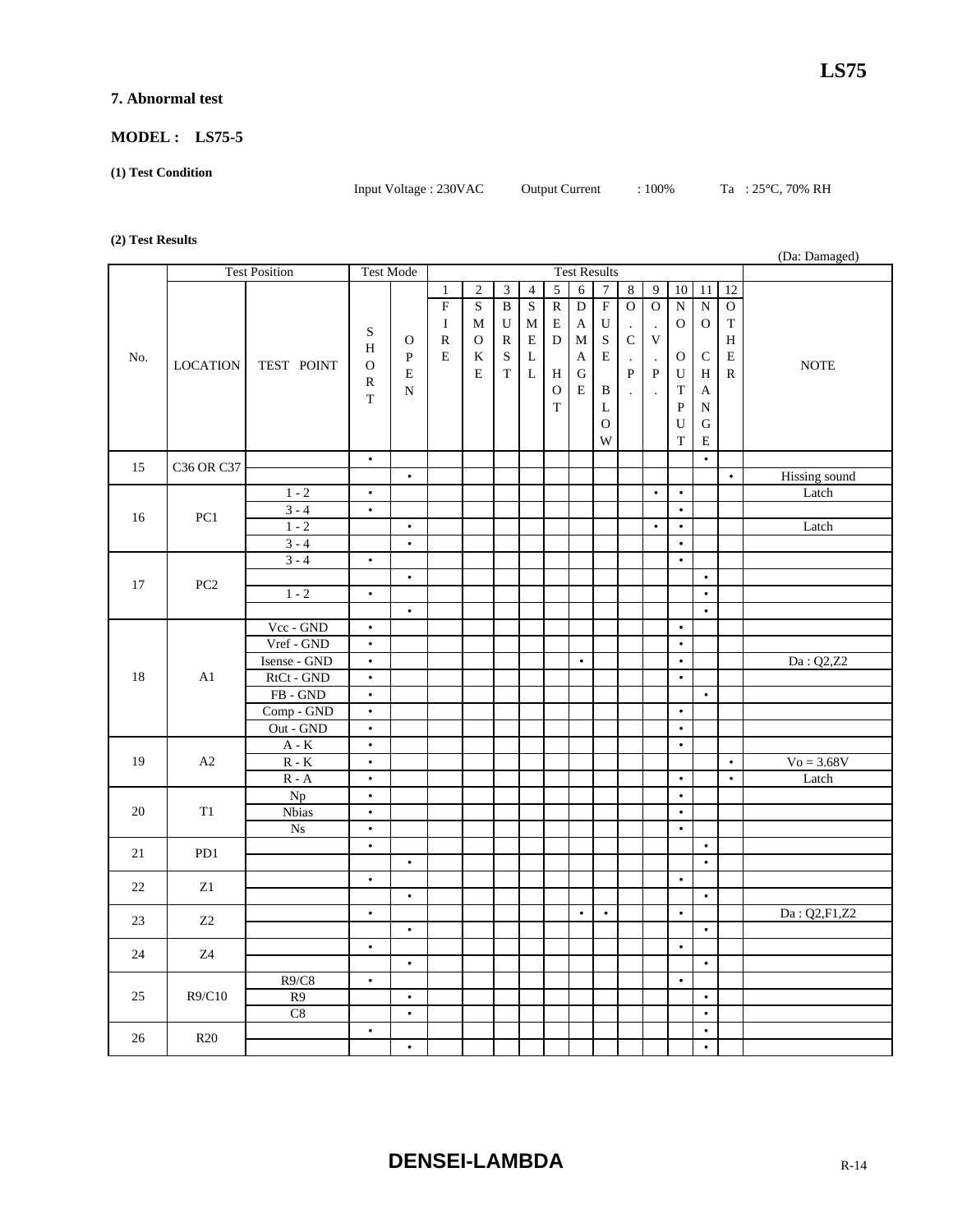## 7. Abnormal test

### MODEL : LS75-5

**(1) Test Condition**

Input Voltage : 230VAC Output Current : 100% Ta : 25°C, 70% RH

**(2) Test Results**

(Da: Damaged)

| No. | Test Position | | Test Mode | | Test Results | | | | | | | | | | | | NOTE |
|---|---|---|---|---|---|---|---|---|---|---|---|---|---|---|---|---|---|
| | LOCATION | TEST POINT | SHORT | OPEN | 1 FIRE | 2 SMOKE | 3 BURST | 4 SMELL | 5 RED HOT | 6 DAMAGE | 7 FUSE BLOW | 8 O.C.P. | 9 O.V.P. | 10 NO OUTPUT | 11 NO CHANGE | 12 OTHER | |
| 15 | C36 OR C37 | | • | | | | | | | | | | | | • | | |
| | | | | • | | | | | | | | | | | | • | Hissing sound |
| 16 | PC1 | 1 - 2 | • | | | | | | | | | | • | • | | | Latch |
| | | 3 - 4 | • | | | | | | | | | | | • | | | |
| | | 1 - 2 | | • | | | | | | | | | • | • | | | Latch |
| | | 3 - 4 | | • | | | | | | | | | | • | | | |
| 17 | PC2 | 3 - 4 | • | | | | | | | | | | | • | | | |
| | | | | • | | | | | | | | | | | • | | |
| | | 1 - 2 | • | | | | | | | | | | | | • | | |
| | | | | • | | | | | | | | | | | • | | |
| 18 | A1 | Vcc - GND | • | | | | | | | | | | | • | | | |
| | | Vref - GND | • | | | | | | | | | | | • | | | |
| | | Isense - GND | • | | | | | | | • | | | | • | | | Da : Q2,Z2 |
| | | RtCt - GND | • | | | | | | | | | | | • | | | |
| | | FB - GND | • | | | | | | | | | | | | • | | |
| | | Comp - GND | • | | | | | | | | | | | • | | | |
| | | Out - GND | • | | | | | | | | | | | • | | | |
| 19 | A2 | A - K | • | | | | | | | | | | | • | | | |
| | | R - K | • | | | | | | | | | | | | | • | Vo = 3.68V |
| | | R - A | • | | | | | | | | | | | • | | • | Latch |
| 20 | T1 | Np | • | | | | | | | | | | | • | | | |
| | | Nbias | • | | | | | | | | | | | • | | | |
| | | Ns | • | | | | | | | | | | | • | | | |
| 21 | PD1 | | • | | | | | | | | | | | | • | | |
| | | | | • | | | | | | | | | | | • | | |
| 22 | Z1 | | • | | | | | | | | | | | • | | | |
| | | | | • | | | | | | | | | | | • | | |
| 23 | Z2 | | • | | | | | | | • | • | | | • | | | Da : Q2,F1,Z2 |
| | | | | • | | | | | | | | | | | • | | |
| 24 | Z4 | | • | | | | | | | | | | | • | | | |
| | | | | • | | | | | | | | | | | • | | |
| 25 | R9/C10 | R9/C8 | • | | | | | | | | | | | • | | | |
| | | R9 | | • | | | | | | | | | | | • | | |
| | | C8 | | • | | | | | | | | | | | • | | |
| 26 | R20 | | • | | | | | | | | | | | | • | | |
| | | | | • | | | | | | | | | | | • | | |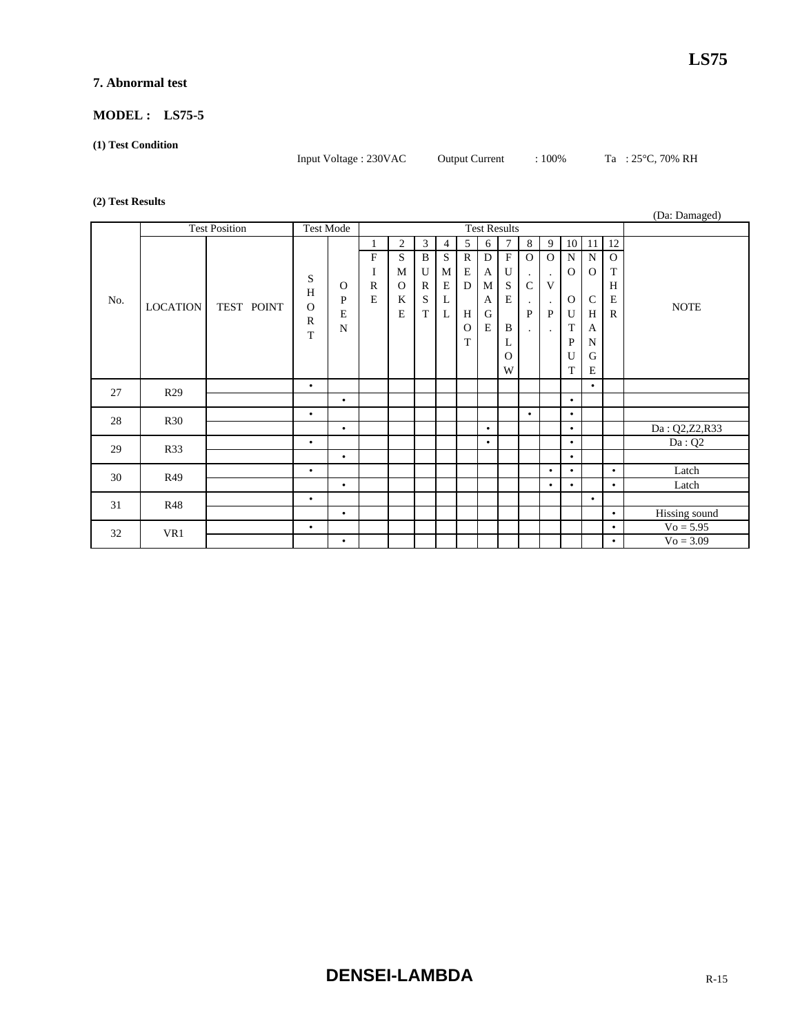## 7. Abnormal test

### MODEL : LS75-5

**(1) Test Condition**

Input Voltage : 230VAC    Output Current : 100%    Ta : 25°C, 70% RH

**(2) Test Results**

(Da: Damaged)

| No. | Test Position |  | Test Mode |  | Test Results |  |  |  |  |  |  |  |  |  |  |  | NOTE |
|---|---|---|---|---|---|---|---|---|---|---|---|---|---|---|---|---|---|
|  | LOCATION | TEST POINT | SHORT | OPEN | 1 FIRE | 2 SMOKE | 3 BURST | 4 SMELL | 5 RED HOT | 6 DAMAGE | 7 FUSE BLOW | 8 O.C.P. | 9 O.V.P. | 10 NO OUTPUT | 11 NO CHANGE | 12 OTHER |  |
| 27 | R29 |  | • |  |  |  |  |  |  |  |  |  |  |  | • |  |  |
|  |  |  |  | • |  |  |  |  |  |  |  |  |  | • |  |  |  |
| 28 | R30 |  | • |  |  |  |  |  |  |  |  | • |  | • |  |  |  |
|  |  |  |  | • |  |  |  |  |  | • |  |  |  | • |  |  | Da : Q2,Z2,R33 |
| 29 | R33 |  | • |  |  |  |  |  |  | • |  |  |  | • |  |  | Da : Q2 |
|  |  |  |  | • |  |  |  |  |  |  |  |  |  | • |  |  |  |
| 30 | R49 |  | • |  |  |  |  |  |  |  |  |  | • | • |  | • | Latch |
|  |  |  |  | • |  |  |  |  |  |  |  |  | • | • |  | • | Latch |
| 31 | R48 |  | • |  |  |  |  |  |  |  |  |  |  |  | • |  |  |
|  |  |  |  | • |  |  |  |  |  |  |  |  |  |  |  | • | Hissing sound |
| 32 | VR1 |  | • |  |  |  |  |  |  |  |  |  |  |  |  | • | Vo = 5.95 |
|  |  |  |  | • |  |  |  |  |  |  |  |  |  |  |  | • | Vo = 3.09 |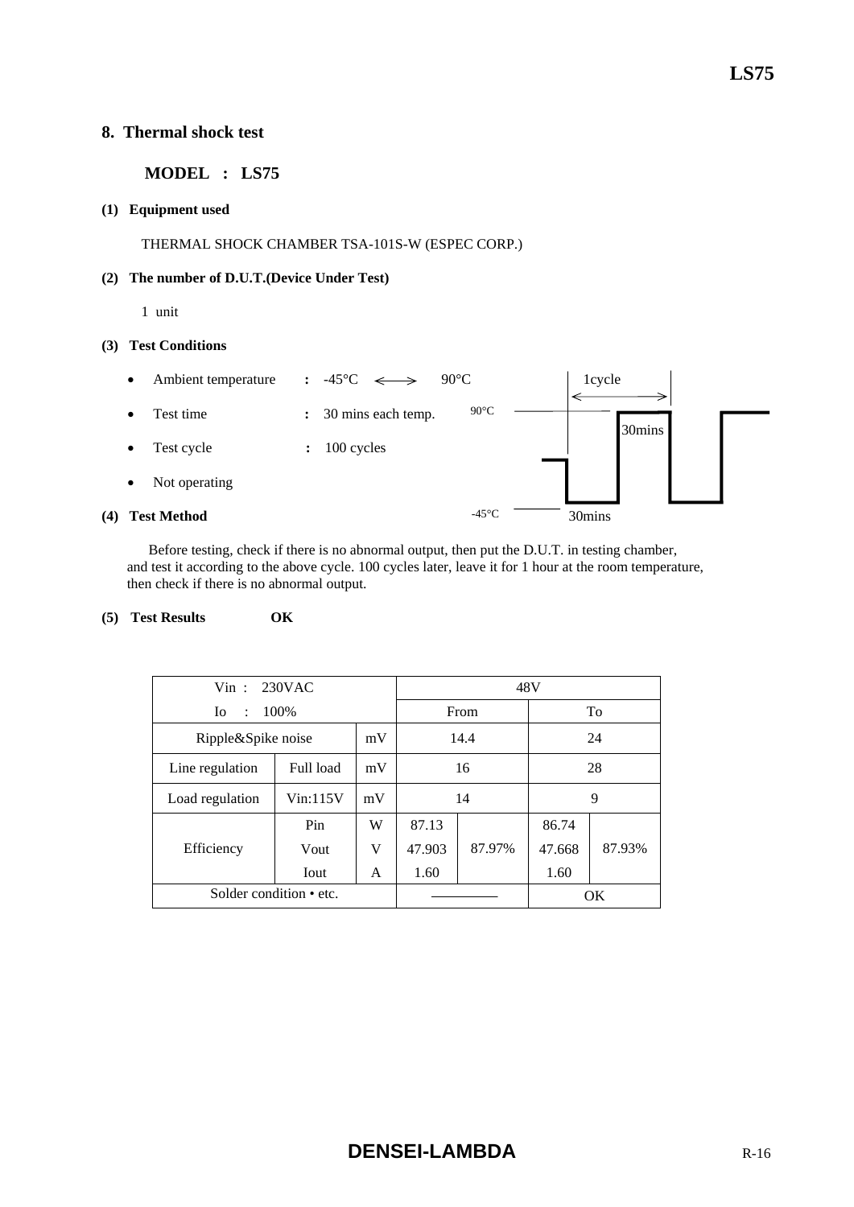## 8. Thermal shock test

**MODEL : LS75**

**(1) Equipment used**

THERMAL SHOCK CHAMBER TSA-101S-W (ESPEC CORP.)

**(2) The number of D.U.T.(Device Under Test)**

1 unit

**(3) Test Conditions**

- Ambient temperature : -45°C ⟷ 90°C
- Test time : 30 mins each temp.
- Test cycle : 100 cycles
- Not operating

1cycle

90°C

30mins

-45°C

30mins

**(4) Test Method**

Before testing, check if there is no abnormal output, then put the D.U.T. in testing chamber, and test it according to the above cycle. 100 cycles later, leave it for 1 hour at the room temperature, then check if there is no abnormal output.

**(5) Test Results** **OK**

| Vin : 230VAC | | | 48V | | | |
|---|---|---|---|---|---|---|
| Io : 100% | | | From | | To | |
| Ripple&Spike noise | | mV | 14.4 | | 24 | |
| Line regulation | Full load | mV | 16 | | 28 | |
| Load regulation | Vin:115V | mV | 14 | | 9 | |
| Efficiency | Pin | W | 87.13 | 87.97% | 86.74 | 87.93% |
| | Vout | V | 47.903 | | 47.668 | |
| | Iout | A | 1.60 | | 1.60 | |
| Solder condition • etc. | | | ――――― | | OK | |